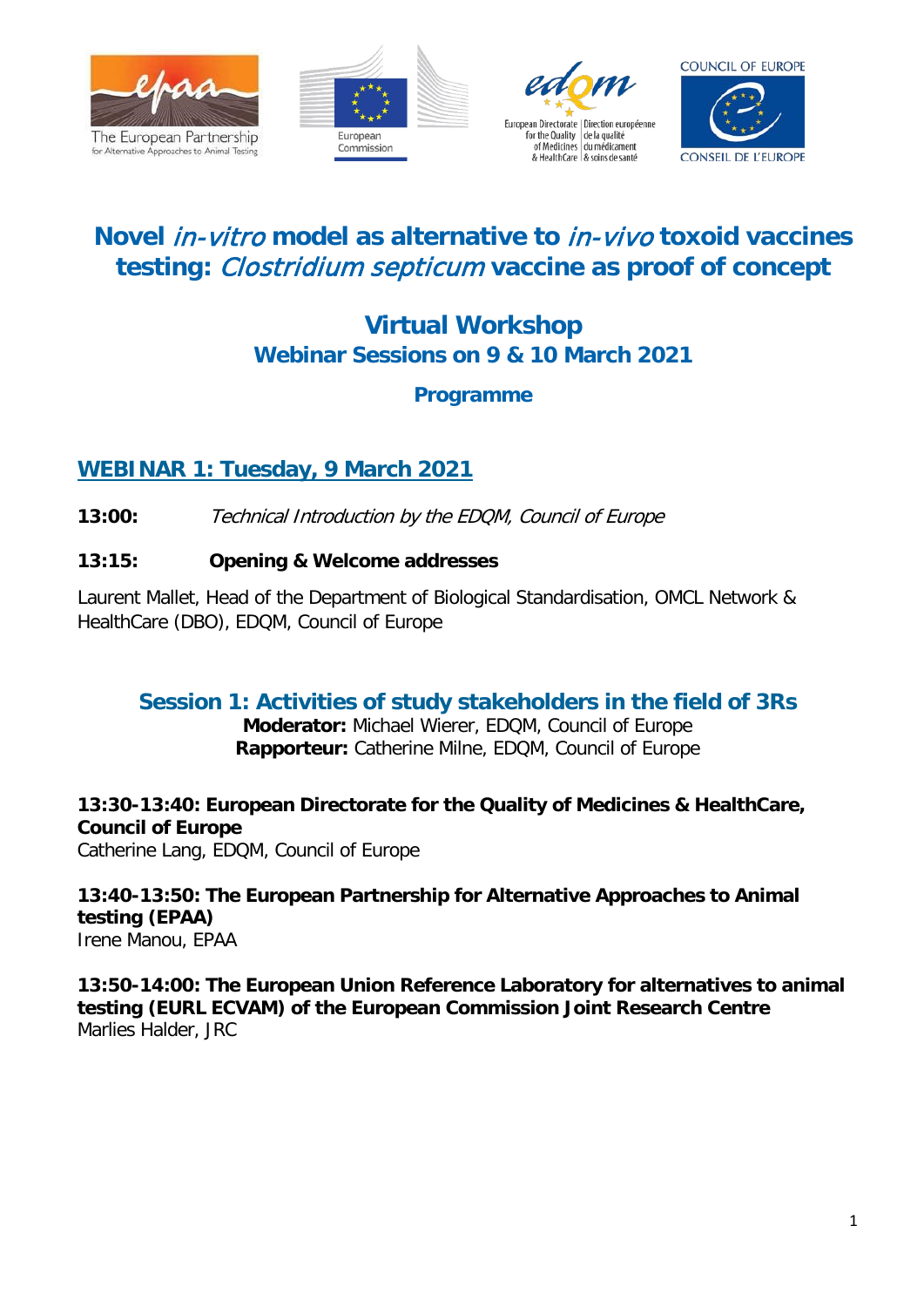# Novel *in-vitro* model as alternative to *in-vivo* toxoid vaccines testing: *Clostridium septicum* vaccine as proof of concept

## Virtual Workshop

### Webinar Sessions on 9 & 10 March 2021

### Programme

## WEBINAR 1: Tuesday, 9 March 2021

**13:00:** *Technical Introduction by the EDQM, Council of Europe*

**13:15: Opening & Welcome addresses**

Laurent Mallet, Head of the Department of Biological Standardisation, OMCL Network & HealthCare (DBO), EDQM, Council of Europe

### Session 1: Activities of study stakeholders in the field of 3Rs

**Moderator:** Michael Wierer, EDQM, Council of Europe
**Rapporteur:** Catherine Milne, EDQM, Council of Europe

**13:30-13:40: European Directorate for the Quality of Medicines & HealthCare, Council of Europe**
Catherine Lang, EDQM, Council of Europe

**13:40-13:50: The European Partnership for Alternative Approaches to Animal testing (EPAA)**
Irene Manou, EPAA

**13:50-14:00: The European Union Reference Laboratory for alternatives to animal testing (EURL ECVAM) of the European Commission Joint Research Centre**
Marlies Halder, JRC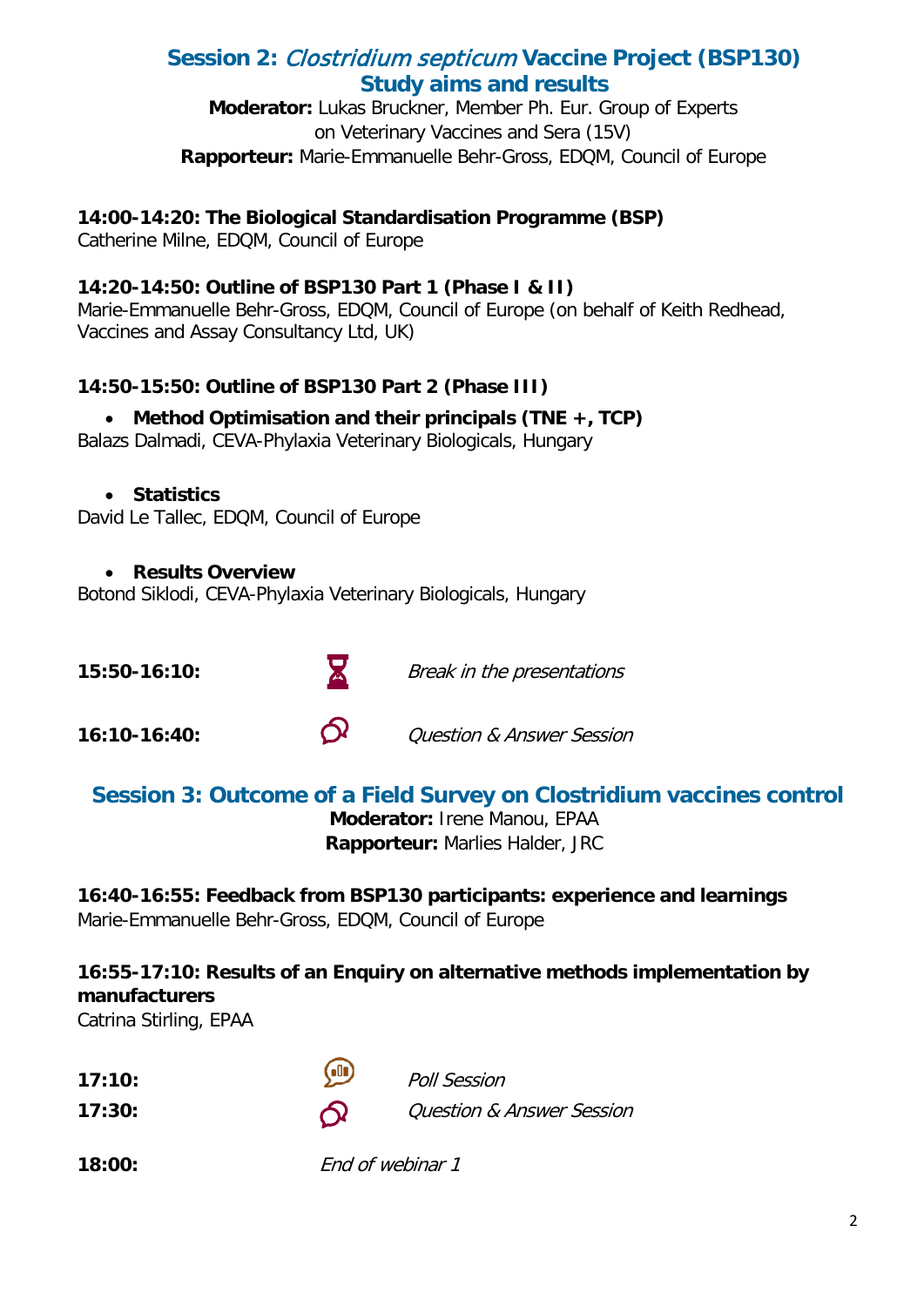## Session 2: *Clostridium septicum* Vaccine Project (BSP130) Study aims and results

**Moderator:** Lukas Bruckner, Member Ph. Eur. Group of Experts on Veterinary Vaccines and Sera (15V)
**Rapporteur:** Marie-Emmanuelle Behr-Gross, EDQM, Council of Europe

**14:00-14:20: The Biological Standardisation Programme (BSP)**
Catherine Milne, EDQM, Council of Europe

**14:20-14:50: Outline of BSP130 Part 1 (Phase I & II)**
Marie-Emmanuelle Behr-Gross, EDQM, Council of Europe (on behalf of Keith Redhead, Vaccines and Assay Consultancy Ltd, UK)

**14:50-15:50: Outline of BSP130 Part 2 (Phase III)**

- **Method Optimisation and their principals (TNE +, TCP)**

Balazs Dalmadi, CEVA-Phylaxia Veterinary Biologicals, Hungary

- **Statistics**

David Le Tallec, EDQM, Council of Europe

- **Results Overview**

Botond Siklodi, CEVA-Phylaxia Veterinary Biologicals, Hungary

**15:50-16:10:** *Break in the presentations*

**16:10-16:40:** *Question & Answer Session*

## Session 3: Outcome of a Field Survey on Clostridium vaccines control

**Moderator:** Irene Manou, EPAA
**Rapporteur:** Marlies Halder, JRC

**16:40-16:55: Feedback from BSP130 participants: experience and learnings**
Marie-Emmanuelle Behr-Gross, EDQM, Council of Europe

**16:55-17:10: Results of an Enquiry on alternative methods implementation by manufacturers**
Catrina Stirling, EPAA

**17:10:** *Poll Session*
**17:30:** *Question & Answer Session*

**18:00:** *End of webinar 1*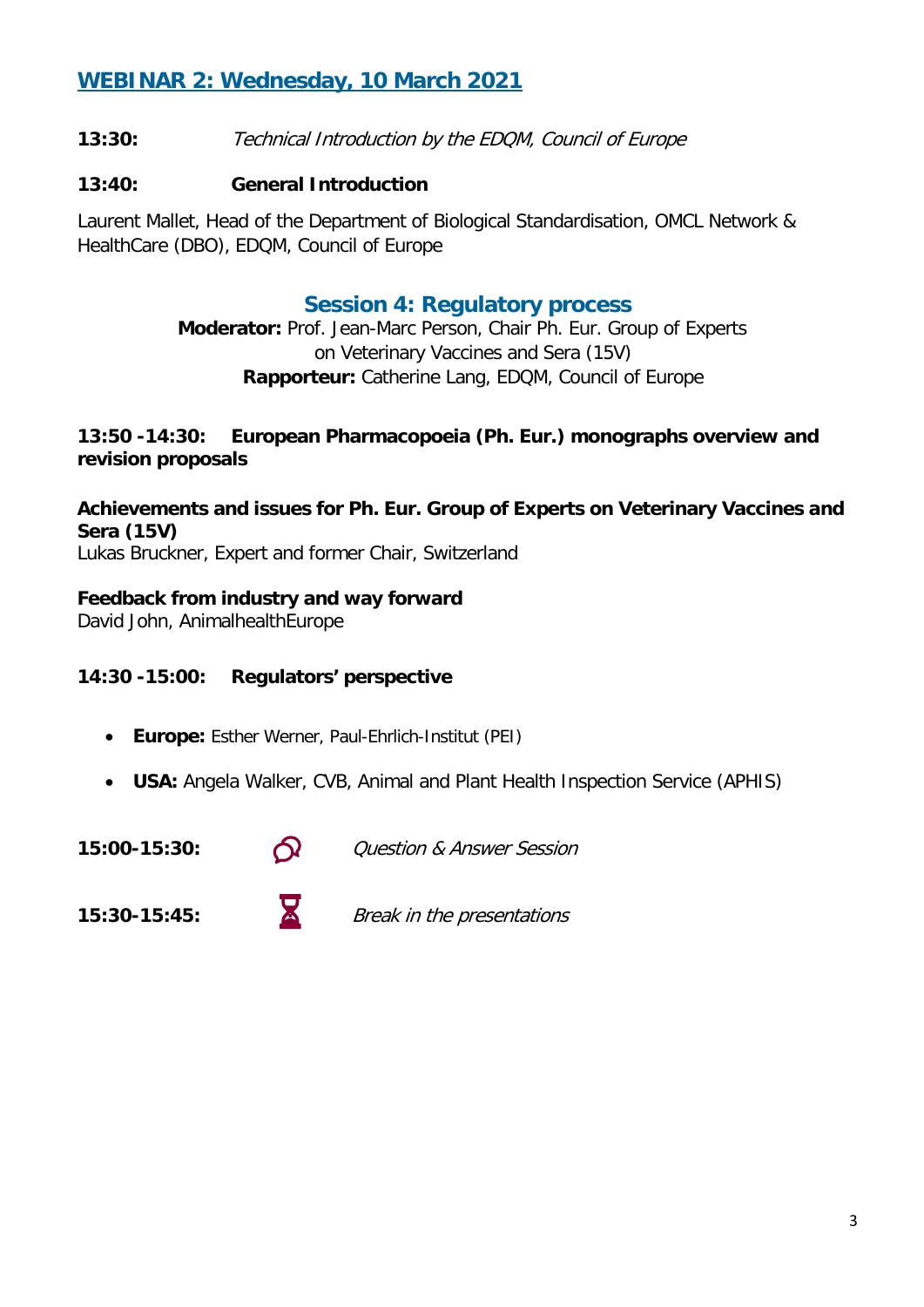## WEBINAR 2: Wednesday, 10 March 2021

**13:30:** *Technical Introduction by the EDQM, Council of Europe*

**13:40:** **General Introduction**

Laurent Mallet, Head of the Department of Biological Standardisation, OMCL Network & HealthCare (DBO), EDQM, Council of Europe

### Session 4: Regulatory process

**Moderator:** Prof. Jean-Marc Person, Chair Ph. Eur. Group of Experts on Veterinary Vaccines and Sera (15V)
**Rapporteur:** Catherine Lang, EDQM, Council of Europe

**13:50 -14:30: European Pharmacopoeia (Ph. Eur.) monographs overview and revision proposals**

**Achievements and issues for Ph. Eur. Group of Experts on Veterinary Vaccines and Sera (15V)**
Lukas Bruckner, Expert and former Chair, Switzerland

**Feedback from industry and way forward**
David John, AnimalhealthEurope

**14:30 -15:00: Regulators' perspective**

- **Europe:** Esther Werner, Paul-Ehrlich-Institut (PEI)
- **USA:** Angela Walker, CVB, Animal and Plant Health Inspection Service (APHIS)

**15:00-15:30:** *Question & Answer Session*

**15:30-15:45:** *Break in the presentations*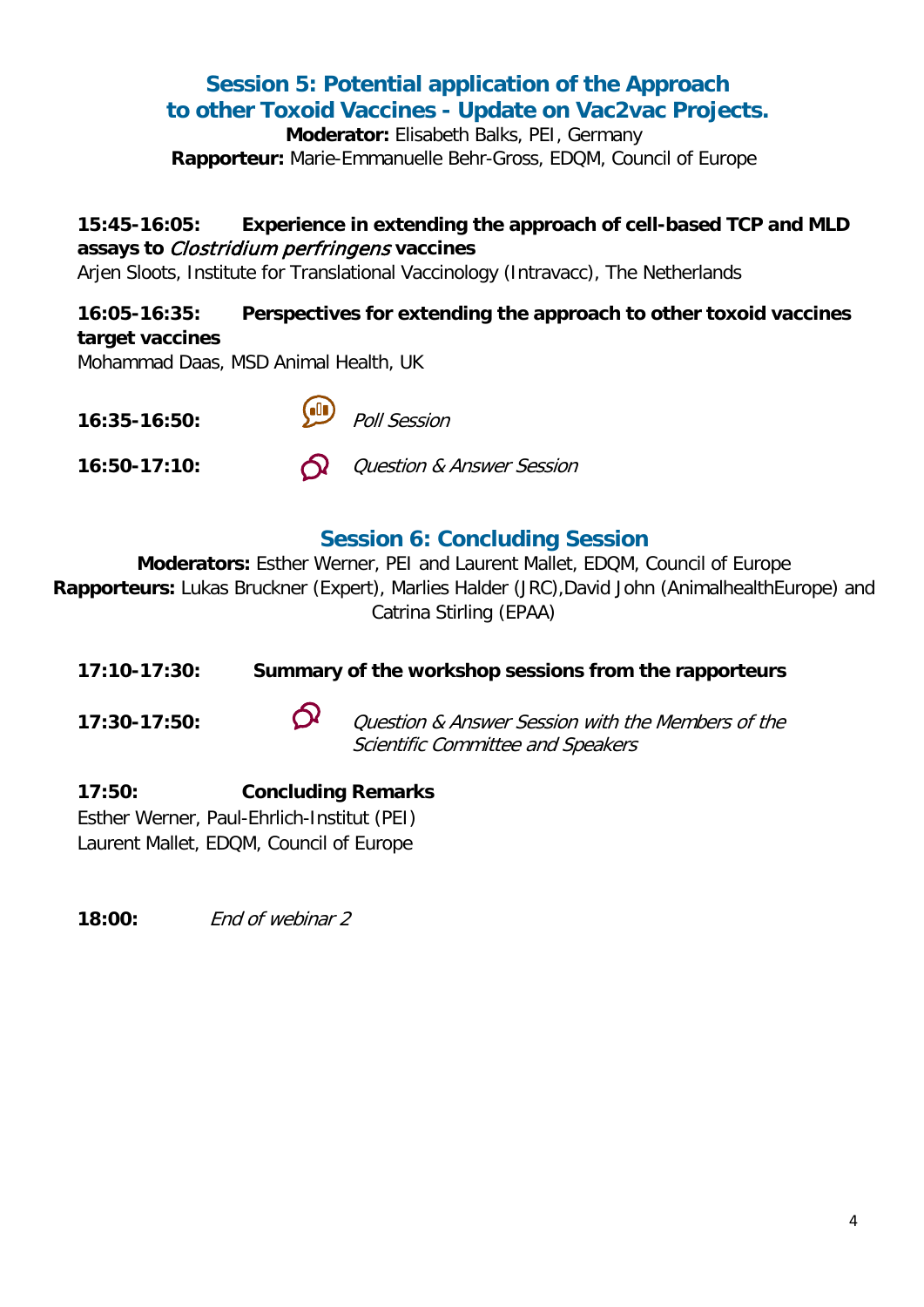## Session 5: Potential application of the Approach to other Toxoid Vaccines - Update on Vac2vac Projects.

**Moderator:** Elisabeth Balks, PEI, Germany
**Rapporteur:** Marie-Emmanuelle Behr-Gross, EDQM, Council of Europe

**15:45-16:05: Experience in extending the approach of cell-based TCP and MLD assays to *Clostridium perfringens* vaccines**
Arjen Sloots, Institute for Translational Vaccinology (Intravacc), The Netherlands

**16:05-16:35: Perspectives for extending the approach to other toxoid vaccines target vaccines**
Mohammad Daas, MSD Animal Health, UK

**16:35-16:50:** *Poll Session*

**16:50-17:10:** *Question & Answer Session*

## Session 6: Concluding Session

**Moderators:** Esther Werner, PEI and Laurent Mallet, EDQM, Council of Europe
**Rapporteurs:** Lukas Bruckner (Expert), Marlies Halder (JRC),David John (AnimalhealthEurope) and Catrina Stirling (EPAA)

**17:10-17:30: Summary of the workshop sessions from the rapporteurs**

**17:30-17:50:** *Question & Answer Session with the Members of the Scientific Committee and Speakers*

**17:50: Concluding Remarks**
Esther Werner, Paul-Ehrlich-Institut (PEI)
Laurent Mallet, EDQM, Council of Europe

**18:00:** *End of webinar 2*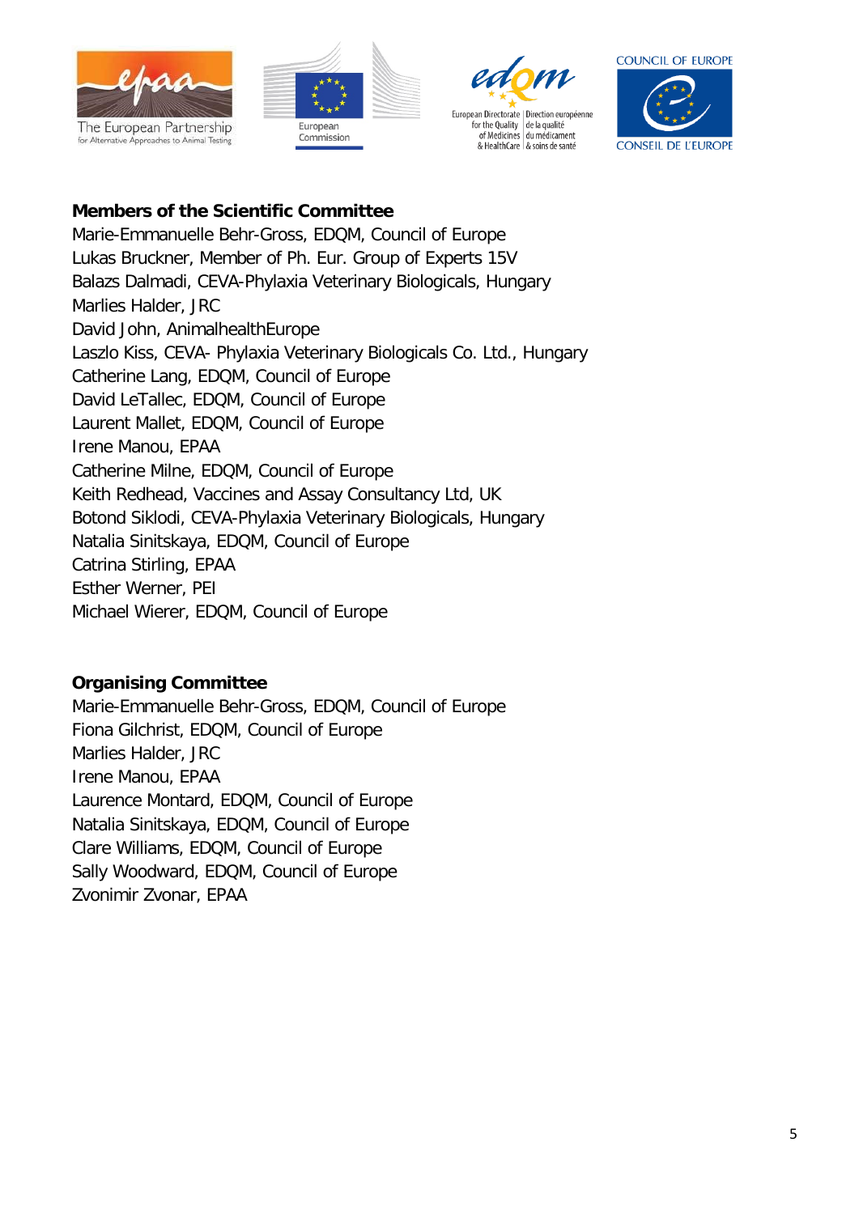**Members of the Scientific Committee**

Marie-Emmanuelle Behr-Gross, EDQM, Council of Europe
Lukas Bruckner, Member of Ph. Eur. Group of Experts 15V
Balazs Dalmadi, CEVA-Phylaxia Veterinary Biologicals, Hungary
Marlies Halder, JRC
David John, AnimalhealthEurope
Laszlo Kiss, CEVA- Phylaxia Veterinary Biologicals Co. Ltd., Hungary
Catherine Lang, EDQM, Council of Europe
David LeTallec, EDQM, Council of Europe
Laurent Mallet, EDQM, Council of Europe
Irene Manou, EPAA
Catherine Milne, EDQM, Council of Europe
Keith Redhead, Vaccines and Assay Consultancy Ltd, UK
Botond Siklodi, CEVA-Phylaxia Veterinary Biologicals, Hungary
Natalia Sinitskaya, EDQM, Council of Europe
Catrina Stirling, EPAA
Esther Werner, PEI
Michael Wierer, EDQM, Council of Europe

**Organising Committee**

Marie-Emmanuelle Behr-Gross, EDQM, Council of Europe
Fiona Gilchrist, EDQM, Council of Europe
Marlies Halder, JRC
Irene Manou, EPAA
Laurence Montard, EDQM, Council of Europe
Natalia Sinitskaya, EDQM, Council of Europe
Clare Williams, EDQM, Council of Europe
Sally Woodward, EDQM, Council of Europe
Zvonimir Zvonar, EPAA